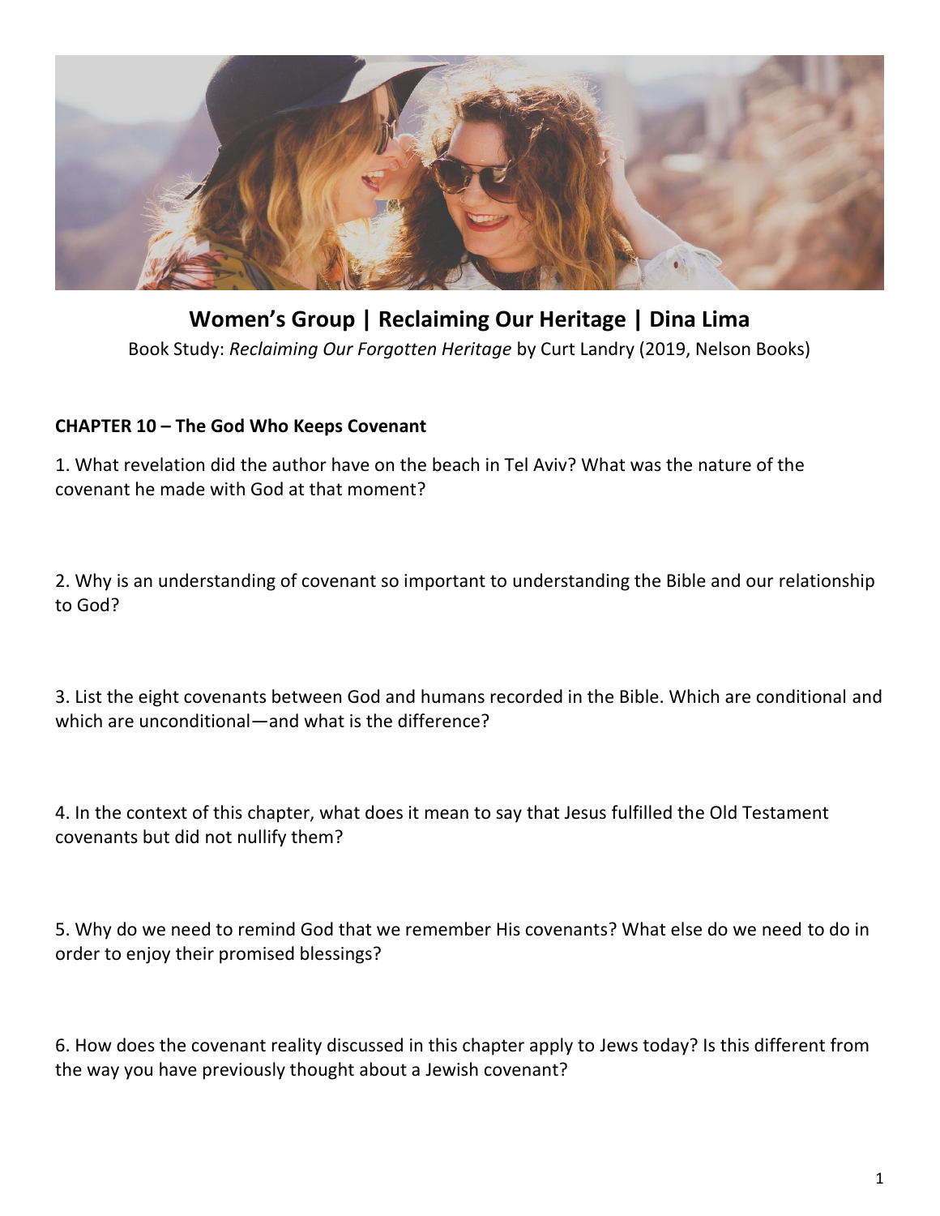# Women's Group | Reclaiming Our Heritage | Dina Lima

Book Study: *Reclaiming Our Forgotten Heritage* by Curt Landry (2019, Nelson Books)

**CHAPTER 10 – The God Who Keeps Covenant**

1. What revelation did the author have on the beach in Tel Aviv? What was the nature of the covenant he made with God at that moment?

2. Why is an understanding of covenant so important to understanding the Bible and our relationship to God?

3. List the eight covenants between God and humans recorded in the Bible. Which are conditional and which are unconditional—and what is the difference?

4. In the context of this chapter, what does it mean to say that Jesus fulfilled the Old Testament covenants but did not nullify them?

5. Why do we need to remind God that we remember His covenants? What else do we need to do in order to enjoy their promised blessings?

6. How does the covenant reality discussed in this chapter apply to Jews today? Is this different from the way you have previously thought about a Jewish covenant?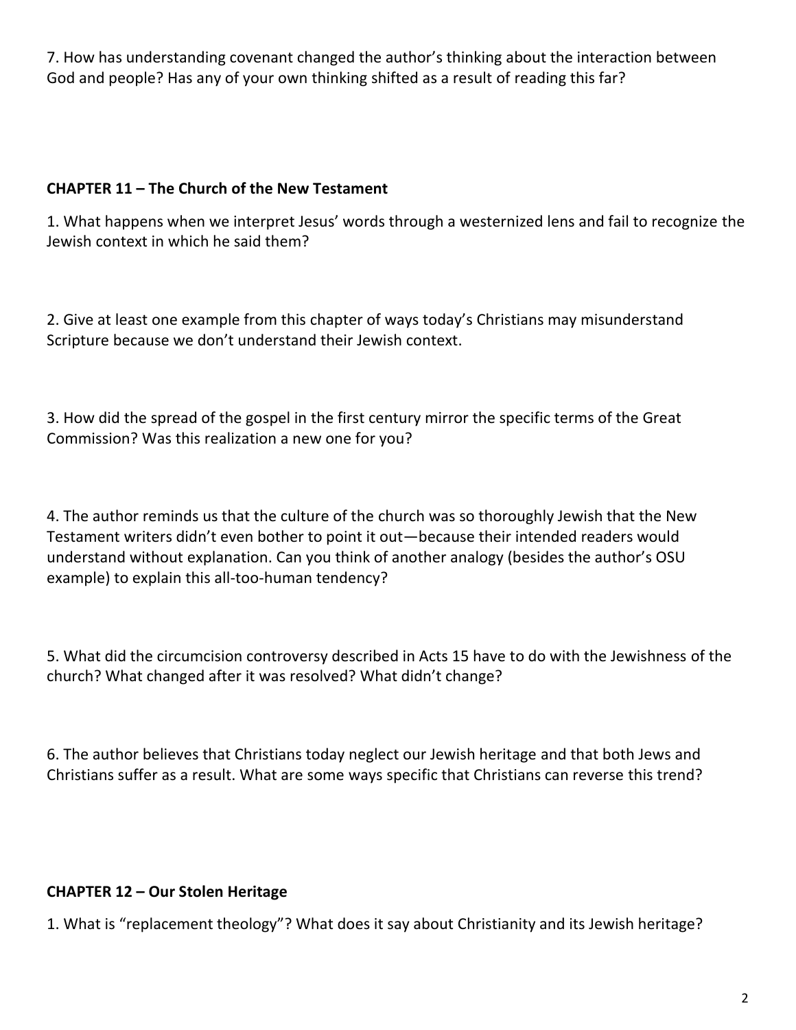7. How has understanding covenant changed the author's thinking about the interaction between God and people? Has any of your own thinking shifted as a result of reading this far?

**CHAPTER 11 – The Church of the New Testament**

1. What happens when we interpret Jesus' words through a westernized lens and fail to recognize the Jewish context in which he said them?

2. Give at least one example from this chapter of ways today's Christians may misunderstand Scripture because we don't understand their Jewish context.

3. How did the spread of the gospel in the first century mirror the specific terms of the Great Commission? Was this realization a new one for you?

4. The author reminds us that the culture of the church was so thoroughly Jewish that the New Testament writers didn't even bother to point it out—because their intended readers would understand without explanation. Can you think of another analogy (besides the author's OSU example) to explain this all-too-human tendency?

5. What did the circumcision controversy described in Acts 15 have to do with the Jewishness of the church? What changed after it was resolved? What didn't change?

6. The author believes that Christians today neglect our Jewish heritage and that both Jews and Christians suffer as a result. What are some ways specific that Christians can reverse this trend?

**CHAPTER 12 – Our Stolen Heritage**

1. What is "replacement theology"? What does it say about Christianity and its Jewish heritage?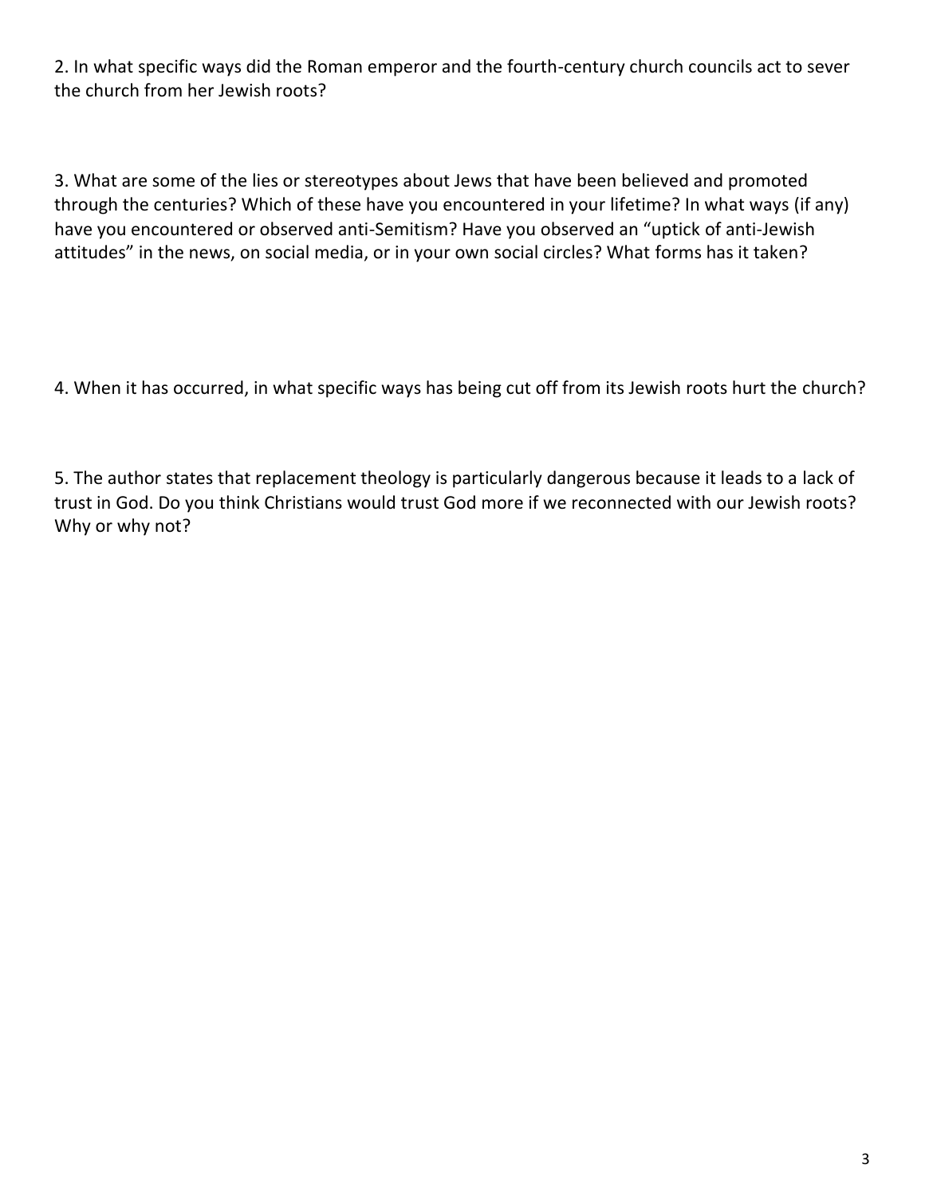2. In what specific ways did the Roman emperor and the fourth-century church councils act to sever the church from her Jewish roots?

3. What are some of the lies or stereotypes about Jews that have been believed and promoted through the centuries? Which of these have you encountered in your lifetime? In what ways (if any) have you encountered or observed anti-Semitism? Have you observed an "uptick of anti-Jewish attitudes" in the news, on social media, or in your own social circles? What forms has it taken?

4. When it has occurred, in what specific ways has being cut off from its Jewish roots hurt the church?

5. The author states that replacement theology is particularly dangerous because it leads to a lack of trust in God. Do you think Christians would trust God more if we reconnected with our Jewish roots? Why or why not?